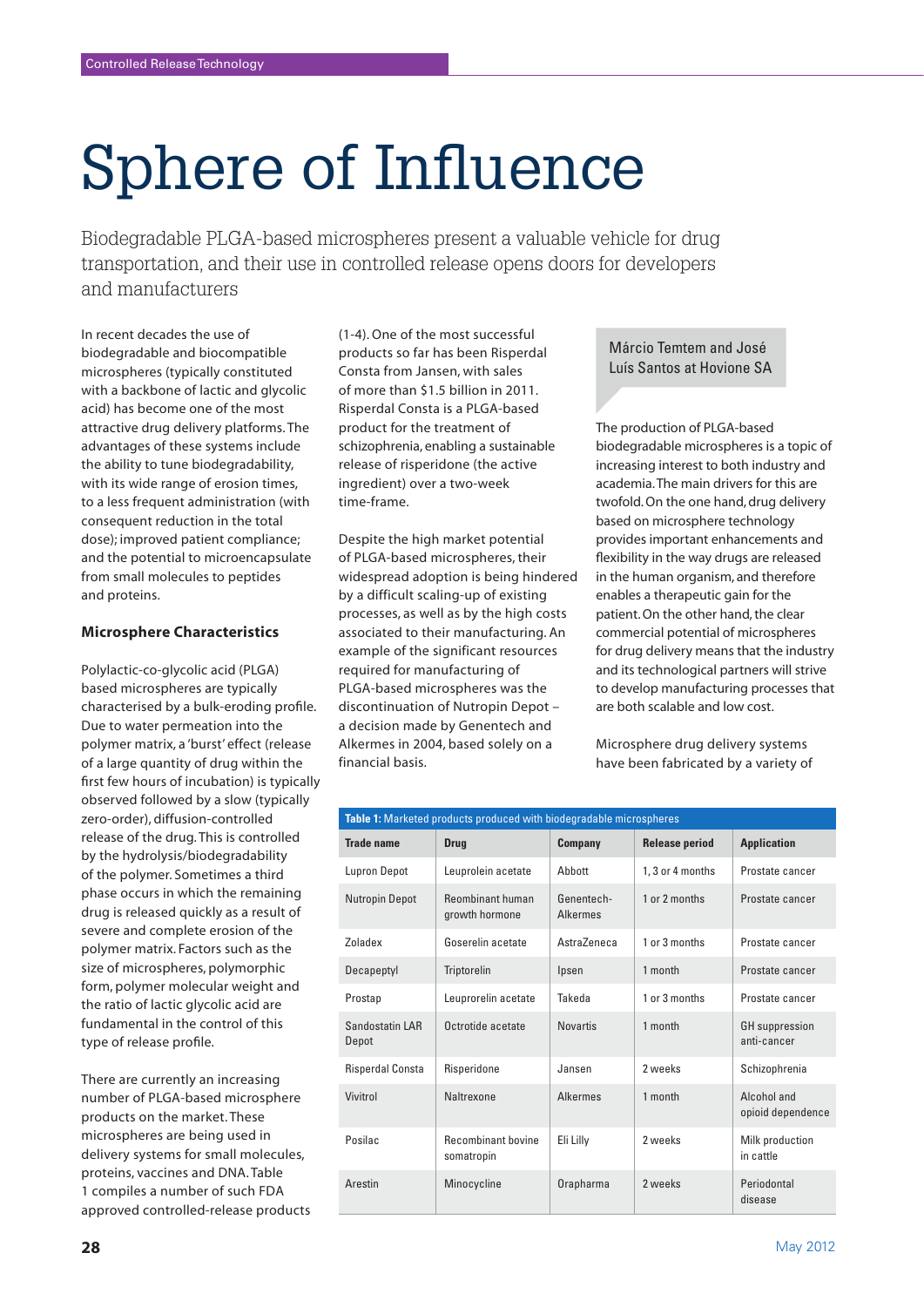# Sphere of Influence

Biodegradable PLGA-based microspheres present a valuable vehicle for drug transportation, and their use in controlled release opens doors for developers and manufacturers

Márcio Temtem and José Luís Santos at Hovione SA

In recent decades the use of biodegradable and biocompatible microspheres (typically constituted with a backbone of lactic and glycolic acid) has become one of the most attractive drug delivery platforms. The advantages of these systems include the ability to tune biodegradability, with its wide range of erosion times, to a less frequent administration (with consequent reduction in the total dose); improved patient compliance; and the potential to microencapsulate from small molecules to peptides and proteins.

## Microsphere Characteristics

Polylactic-co-glycolic acid (PLGA) based microspheres are typically characterised by a bulk-eroding profile. Due to water permeation into the polymer matrix, a 'burst' effect (release of a large quantity of drug within the first few hours of incubation) is typically observed followed by a slow (typically zero-order), diffusion-controlled release of the drug. This is controlled by the hydrolysis/biodegradability of the polymer. Sometimes a third phase occurs in which the remaining drug is released quickly as a result of severe and complete erosion of the polymer matrix. Factors such as the size of microspheres, polymorphic form, polymer molecular weight and the ratio of lactic glycolic acid are fundamental in the control of this type of release profile.

There are currently an increasing number of PLGA-based microsphere products on the market. These microspheres are being used in delivery systems for small molecules, proteins, vaccines and DNA. Table 1 compiles a number of such FDA approved controlled-release products (1-4). One of the most successful products so far has been Risperdal Consta from Jansen, with sales of more than $1.5 billion in 2011. Risperdal Consta is a PLGA-based product for the treatment of schizophrenia, enabling a sustainable release of risperidone (the active ingredient) over a two-week time-frame.

Despite the high market potential of PLGA-based microspheres, their widespread adoption is being hindered by a difficult scaling-up of existing processes, as well as by the high costs associated to their manufacturing. An example of the significant resources required for manufacturing of PLGA-based microspheres was the discontinuation of Nutropin Depot – a decision made by Genentech and Alkermes in 2004, based solely on a financial basis.

The production of PLGA-based biodegradable microspheres is a topic of increasing interest to both industry and academia. The main drivers for this are twofold. On the one hand, drug delivery based on microsphere technology provides important enhancements and flexibility in the way drugs are released in the human organism, and therefore enables a therapeutic gain for the patient. On the other hand, the clear commercial potential of microspheres for drug delivery means that the industry and its technological partners will strive to develop manufacturing processes that are both scalable and low cost.

Microsphere drug delivery systems have been fabricated by a variety of

**Table 1:** Marketed products produced with biodegradable microspheres

| Trade name | Drug | Company | Release period | Application |
|---|---|---|---|---|
| Lupron Depot | Leuprolein acetate | Abbott | 1, 3 or 4 months | Prostate cancer |
| Nutropin Depot | Reombinant human growth hormone | Genentech-Alkermes | 1 or 2 months | Prostate cancer |
| Zoladex | Goserelin acetate | AstraZeneca | 1 or 3 months | Prostate cancer |
| Decapeptyl | Triptorelin | Ipsen | 1 month | Prostate cancer |
| Prostap | Leuprorelin acetate | Takeda | 1 or 3 months | Prostate cancer |
| Sandostatin LAR Depot | Octrotide acetate | Novartis | 1 month | GH suppression anti-cancer |
| Risperdal Consta | Risperidone | Jansen | 2 weeks | Schizophrenia |
| Vivitrol | Naltrexone | Alkermes | 1 month | Alcohol and opioid dependence |
| Posilac | Recombinant bovine somatropin | Eli Lilly | 2 weeks | Milk production in cattle |
| Arestin | Minocycline | Orapharma | 2 weeks | Periodontal disease |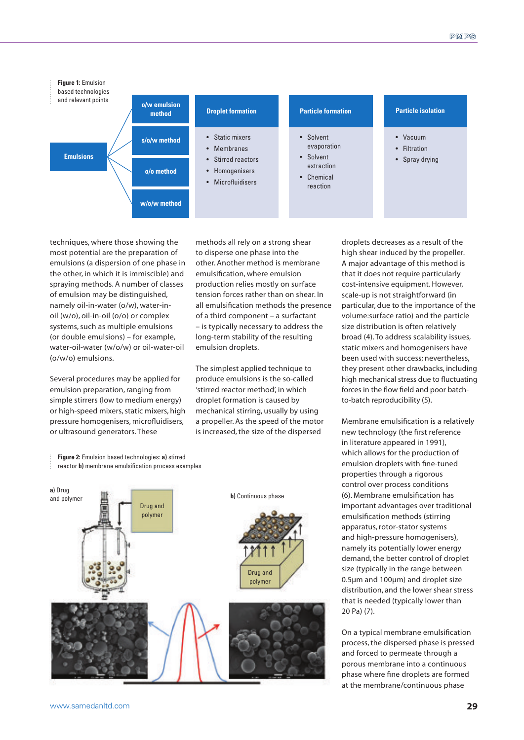**Figure 1:** Emulsion based technologies and relevant points

| Emulsions | Droplet formation | Particle formation | Particle isolation |
| --- | --- | --- | --- |
| o/w emulsion method; s/o/w method; o/o method; w/o/w method | • Static mixers • Membranes • Stirred reactors • Homogenisers • Microfluidisers | • Solvent evaporation • Solvent extraction • Chemical reaction | • Vacuum • Filtration • Spray drying |

techniques, where those showing the most potential are the preparation of emulsions (a dispersion of one phase in the other, in which it is immiscible) and spraying methods. A number of classes of emulsion may be distinguished, namely oil-in-water (o/w), water-in-oil (w/o), oil-in-oil (o/o) or complex systems, such as multiple emulsions (or double emulsions) – for example, water-oil-water (w/o/w) or oil-water-oil (o/w/o) emulsions.

Several procedures may be applied for emulsion preparation, ranging from simple stirrers (low to medium energy) or high-speed mixers, static mixers, high pressure homogenisers, microfluidisers, or ultrasound generators. These methods all rely on a strong shear to disperse one phase into the other. Another method is membrane emulsification, where emulsion production relies mostly on surface tension forces rather than on shear. In all emulsification methods the presence of a third component – a surfactant – is typically necessary to address the long-term stability of the resulting emulsion droplets.

The simplest applied technique to produce emulsions is the so-called 'stirred reactor method', in which droplet formation is caused by mechanical stirring, usually by using a propeller. As the speed of the motor is increased, the size of the dispersed droplets decreases as a result of the high shear induced by the propeller. A major advantage of this method is that it does not require particularly cost-intensive equipment. However, scale-up is not straightforward (in particular, due to the importance of the volume:surface ratio) and the particle size distribution is often relatively broad (4). To address scalability issues, static mixers and homogenisers have been used with success; nevertheless, they present other drawbacks, including high mechanical stress due to fluctuating forces in the flow field and poor batch-to-batch reproducibility (5).

Membrane emulsification is a relatively new technology (the first reference in literature appeared in 1991), which allows for the production of emulsion droplets with fine-tuned properties through a rigorous control over process conditions (6). Membrane emulsification has important advantages over traditional emulsification methods (stirring apparatus, rotor-stator systems and high-pressure homogenisers), namely its potentially lower energy demand, the better control of droplet size (typically in the range between 0.5µm and 100µm) and droplet size distribution, and the lower shear stress that is needed (typically lower than 20 Pa) (7).

On a typical membrane emulsification process, the dispersed phase is pressed and forced to permeate through a porous membrane into a continuous phase where fine droplets are formed at the membrane/continuous phase

**Figure 2:** Emulsion based technologies: **a)** stirred reactor **b)** membrane emulsification process examples

**a)** Drug and polymer — Drug and polymer

**b)** Continuous phase — Drug and polymer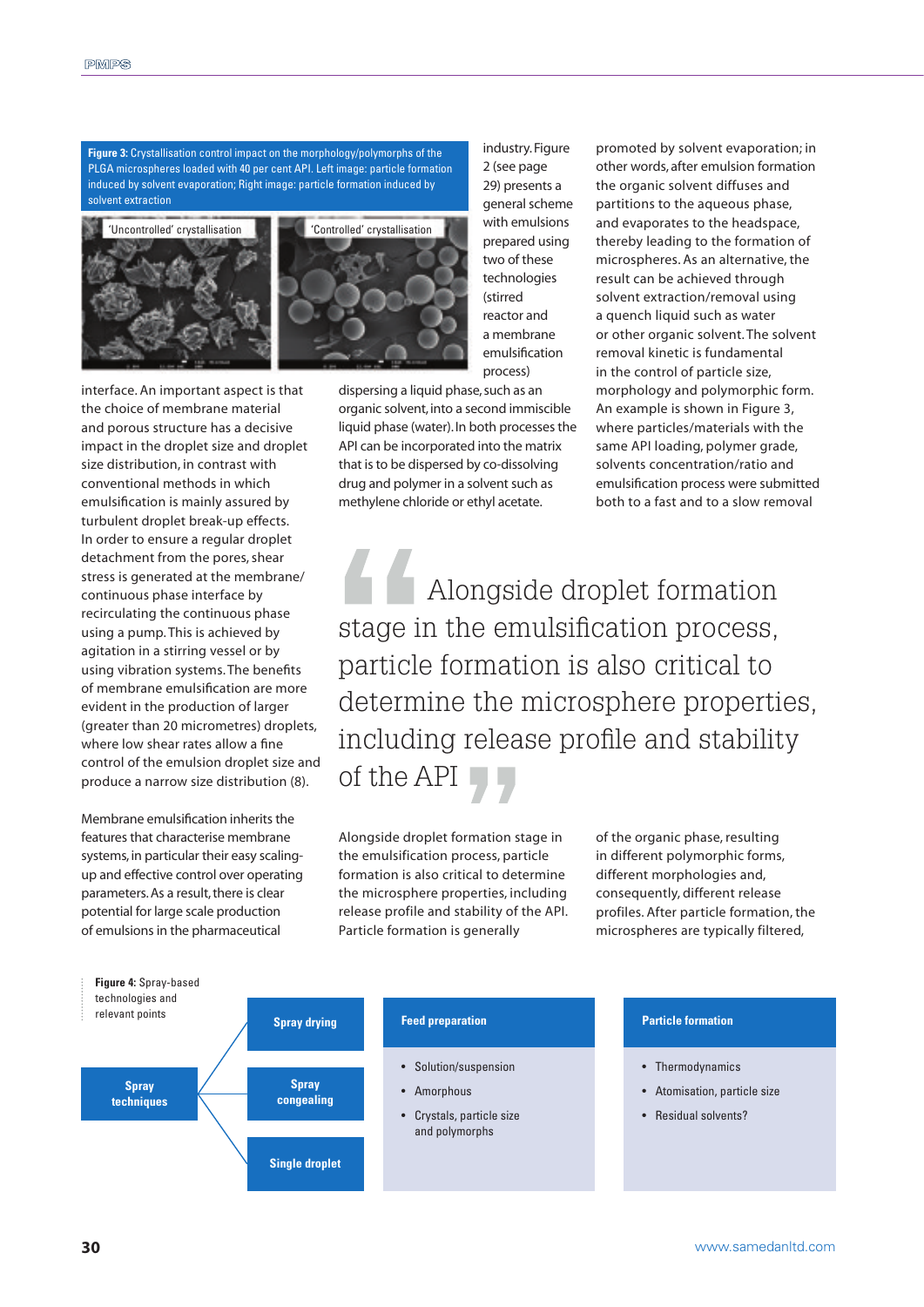**Figure 3:** Crystallisation control impact on the morphology/polymorphs of the PLGA microspheres loaded with 40 per cent API. Left image: particle formation induced by solvent evaporation; Right image: particle formation induced by solvent extraction

'Uncontrolled' crystallisation

'Controlled' crystallisation

interface. An important aspect is that the choice of membrane material and porous structure has a decisive impact in the droplet size and droplet size distribution, in contrast with conventional methods in which emulsification is mainly assured by turbulent droplet break-up effects. In order to ensure a regular droplet detachment from the pores, shear stress is generated at the membrane/continuous phase interface by recirculating the continuous phase using a pump. This is achieved by agitation in a stirring vessel or by using vibration systems. The benefits of membrane emulsification are more evident in the production of larger (greater than 20 micrometres) droplets, where low shear rates allow a fine control of the emulsion droplet size and produce a narrow size distribution (8).

Membrane emulsification inherits the features that characterise membrane systems, in particular their easy scaling-up and effective control over operating parameters. As a result, there is clear potential for large scale production of emulsions in the pharmaceutical industry. Figure 2 (see page 29) presents a general scheme with emulsions prepared using two of these technologies (stirred reactor and a membrane emulsification process) dispersing a liquid phase, such as an organic solvent, into a second immiscible liquid phase (water). In both processes the API can be incorporated into the matrix that is to be dispersed by co-dissolving drug and polymer in a solvent such as methylene chloride or ethyl acetate.

Alongside droplet formation stage in the emulsification process, particle formation is also critical to determine the microsphere properties, including release profile and stability of the API. Particle formation is generally promoted by solvent evaporation; in other words, after emulsion formation the organic solvent diffuses and partitions to the aqueous phase, and evaporates to the headspace, thereby leading to the formation of microspheres. As an alternative, the result can be achieved through solvent extraction/removal using a quench liquid such as water or other organic solvent. The solvent removal kinetic is fundamental in the control of particle size, morphology and polymorphic form. An example is shown in Figure 3, where particles/materials with the same API loading, polymer grade, solvents concentration/ratio and emulsification process were submitted both to a fast and to a slow removal of the organic phase, resulting in different polymorphic forms, different morphologies and, consequently, different release profiles. After particle formation, the microspheres are typically filtered,

> Alongside droplet formation stage in the emulsification process, particle formation is also critical to determine the microsphere properties, including release profile and stability of the API

**Figure 4:** Spray-based technologies and relevant points

| Spray techniques | | Feed preparation | Particle formation |
|---|---|---|---|
| | Spray drying | • Solution/suspension<br>• Amorphous<br>• Crystals, particle size and polymorphs | • Thermodynamics<br>• Atomisation, particle size<br>• Residual solvents? |
| | Spray congealing | | |
| | Single droplet | | |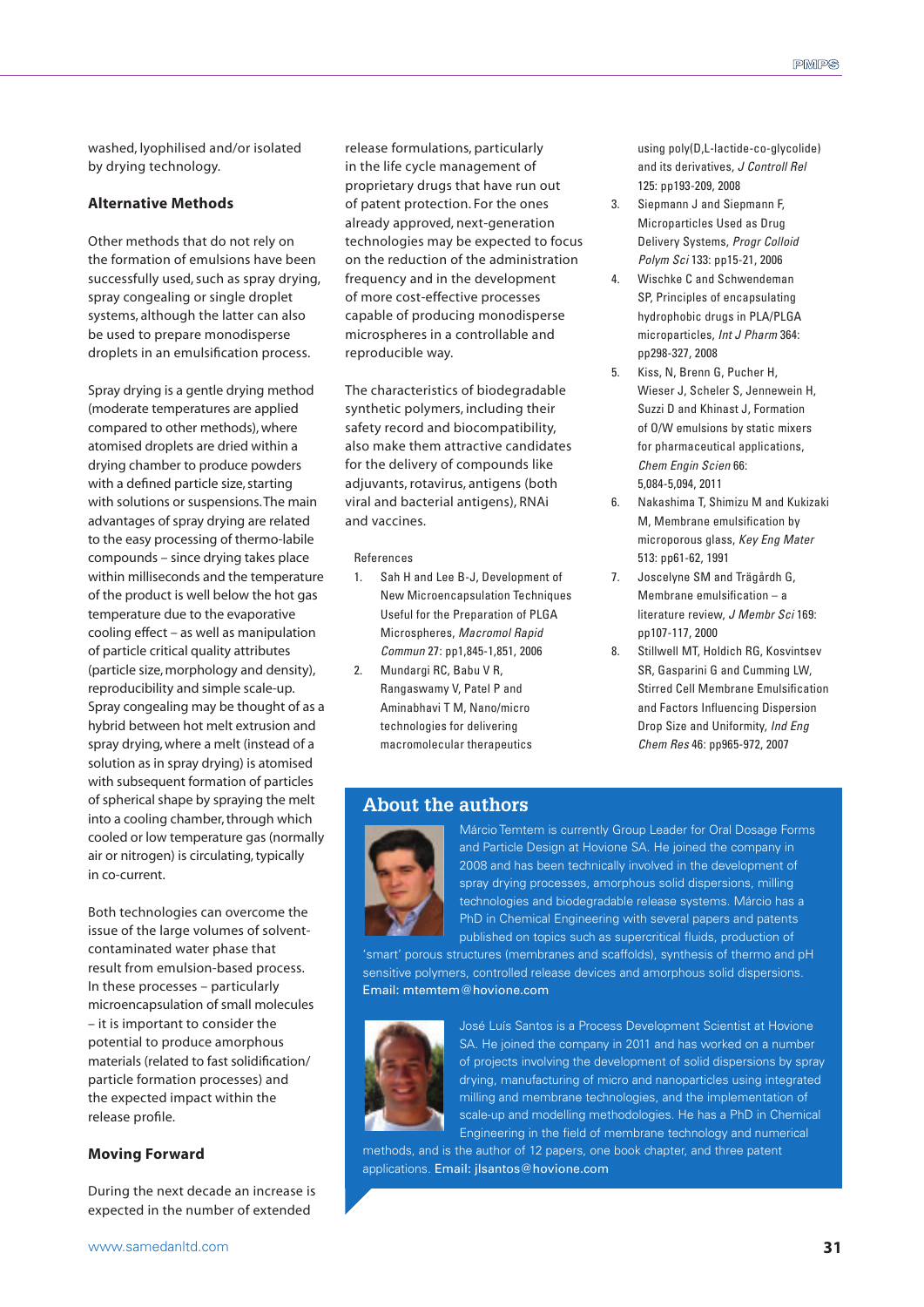washed, lyophilised and/or isolated by drying technology.

### Alternative Methods

Other methods that do not rely on the formation of emulsions have been successfully used, such as spray drying, spray congealing or single droplet systems, although the latter can also be used to prepare monodisperse droplets in an emulsification process.

Spray drying is a gentle drying method (moderate temperatures are applied compared to other methods), where atomised droplets are dried within a drying chamber to produce powders with a defined particle size, starting with solutions or suspensions. The main advantages of spray drying are related to the easy processing of thermo-labile compounds – since drying takes place within milliseconds and the temperature of the product is well below the hot gas temperature due to the evaporative cooling effect – as well as manipulation of particle critical quality attributes (particle size, morphology and density), reproducibility and simple scale-up. Spray congealing may be thought of as a hybrid between hot melt extrusion and spray drying, where a melt (instead of a solution as in spray drying) is atomised with subsequent formation of particles of spherical shape by spraying the melt into a cooling chamber, through which cooled or low temperature gas (normally air or nitrogen) is circulating, typically in co-current.

Both technologies can overcome the issue of the large volumes of solvent-contaminated water phase that result from emulsion-based process. In these processes – particularly microencapsulation of small molecules – it is important to consider the potential to produce amorphous materials (related to fast solidification/particle formation processes) and the expected impact within the release profile.

### Moving Forward

During the next decade an increase is expected in the number of extended release formulations, particularly in the life cycle management of proprietary drugs that have run out of patent protection. For the ones already approved, next-generation technologies may be expected to focus on the reduction of the administration frequency and in the development of more cost-effective processes capable of producing monodisperse microspheres in a controllable and reproducible way.

The characteristics of biodegradable synthetic polymers, including their safety record and biocompatibility, also make them attractive candidates for the delivery of compounds like adjuvants, rotavirus, antigens (both viral and bacterial antigens), RNAi and vaccines.

References

1. Sah H and Lee B-J, Development of New Microencapsulation Techniques Useful for the Preparation of PLGA Microspheres, *Macromol Rapid Commun* 27: pp1,845-1,851, 2006
2. Mundargi RC, Babu V R, Rangaswamy V, Patel P and Aminabhavi T M, Nano/micro technologies for delivering macromolecular therapeutics using poly(D,L-lactide-co-glycolide) and its derivatives, *J Controll Rel* 125: pp193-209, 2008
3. Siepmann J and Siepmann F, Microparticles Used as Drug Delivery Systems, *Progr Colloid Polym Sci* 133: pp15-21, 2006
4. Wischke C and Schwendeman SP, Principles of encapsulating hydrophobic drugs in PLA/PLGA microparticles, *Int J Pharm* 364: pp298-327, 2008
5. Kiss, N, Brenn G, Pucher H, Wieser J, Scheler S, Jennewein H, Suzzi D and Khinast J, Formation of O/W emulsions by static mixers for pharmaceutical applications, *Chem Engin Scien* 66: 5,084-5,094, 2011
6. Nakashima T, Shimizu M and Kukizaki M, Membrane emulsification by microporous glass, *Key Eng Mater* 513: pp61-62, 1991
7. Joscelyne SM and Trägårdh G, Membrane emulsification – a literature review, *J Membr Sci* 169: pp107-117, 2000
8. Stillwell MT, Holdich RG, Kosvintsev SR, Gasparini G and Cumming LW, Stirred Cell Membrane Emulsification and Factors Influencing Dispersion Drop Size and Uniformity, *Ind Eng Chem Res* 46: pp965-972, 2007

## About the authors

Márcio Temtem is currently Group Leader for Oral Dosage Forms and Particle Design at Hovione SA. He joined the company in 2008 and has been technically involved in the development of spray drying processes, amorphous solid dispersions, milling technologies and biodegradable release systems. Márcio has a PhD in Chemical Engineering with several papers and patents published on topics such as supercritical fluids, production of 'smart' porous structures (membranes and scaffolds), synthesis of thermo and pH sensitive polymers, controlled release devices and amorphous solid dispersions. Email: mtemtem@hovione.com

José Luís Santos is a Process Development Scientist at Hovione SA. He joined the company in 2011 and has worked on a number of projects involving the development of solid dispersions by spray drying, manufacturing of micro and nanoparticles using integrated milling and membrane technologies, and the implementation of scale-up and modelling methodologies. He has a PhD in Chemical Engineering in the field of membrane technology and numerical methods, and is the author of 12 papers, one book chapter, and three patent applications. Email: jlsantos@hovione.com